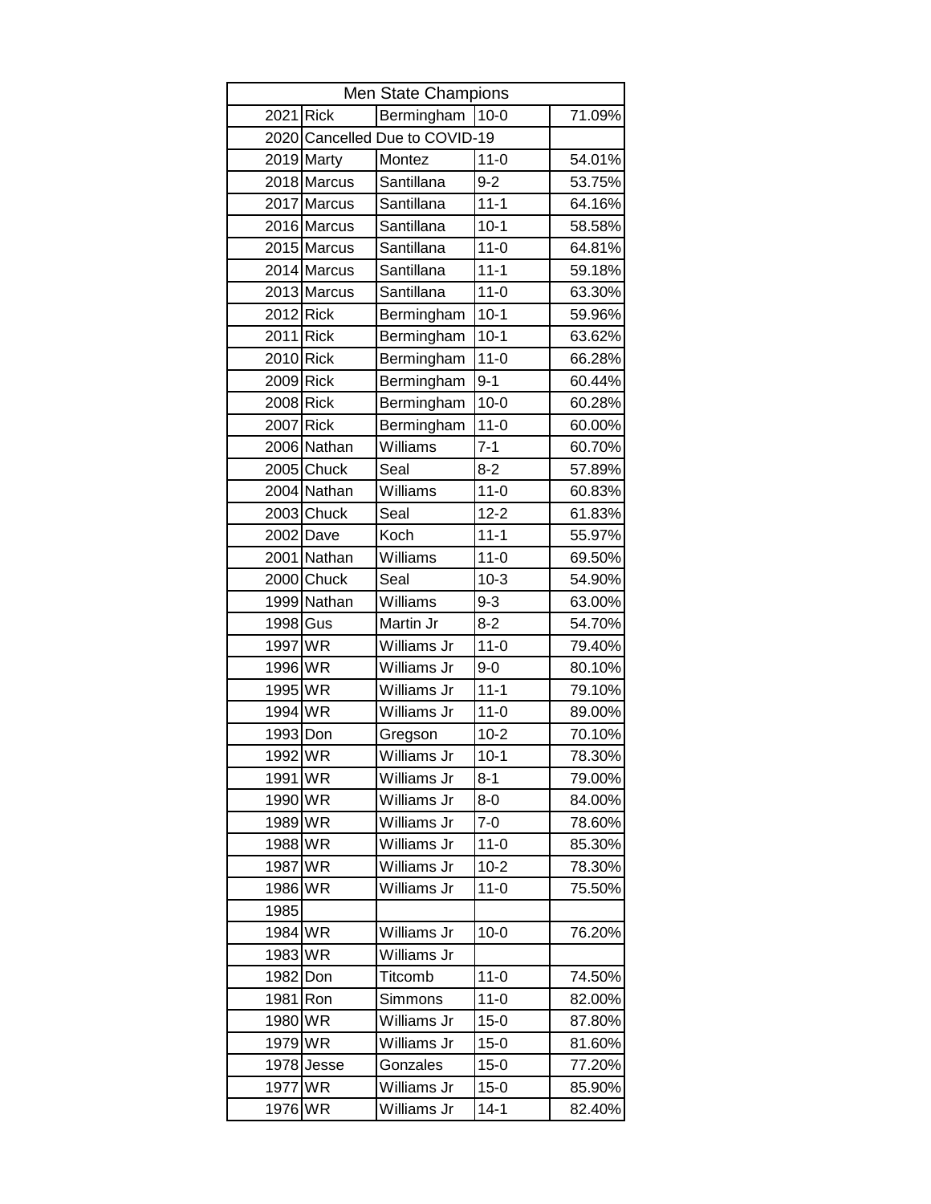| Men State Champions | | | | |
|---|---|---|---|---|
| 2021 | Rick | Bermingham | 10-0 | 71.09% |
| 2020 | Cancelled Due to COVID-19 | | | |
| 2019 | Marty | Montez | 11-0 | 54.01% |
| 2018 | Marcus | Santillana | 9-2 | 53.75% |
| 2017 | Marcus | Santillana | 11-1 | 64.16% |
| 2016 | Marcus | Santillana | 10-1 | 58.58% |
| 2015 | Marcus | Santillana | 11-0 | 64.81% |
| 2014 | Marcus | Santillana | 11-1 | 59.18% |
| 2013 | Marcus | Santillana | 11-0 | 63.30% |
| 2012 | Rick | Bermingham | 10-1 | 59.96% |
| 2011 | Rick | Bermingham | 10-1 | 63.62% |
| 2010 | Rick | Bermingham | 11-0 | 66.28% |
| 2009 | Rick | Bermingham | 9-1 | 60.44% |
| 2008 | Rick | Bermingham | 10-0 | 60.28% |
| 2007 | Rick | Bermingham | 11-0 | 60.00% |
| 2006 | Nathan | Williams | 7-1 | 60.70% |
| 2005 | Chuck | Seal | 8-2 | 57.89% |
| 2004 | Nathan | Williams | 11-0 | 60.83% |
| 2003 | Chuck | Seal | 12-2 | 61.83% |
| 2002 | Dave | Koch | 11-1 | 55.97% |
| 2001 | Nathan | Williams | 11-0 | 69.50% |
| 2000 | Chuck | Seal | 10-3 | 54.90% |
| 1999 | Nathan | Williams | 9-3 | 63.00% |
| 1998 | Gus | Martin Jr | 8-2 | 54.70% |
| 1997 | WR | Williams Jr | 11-0 | 79.40% |
| 1996 | WR | Williams Jr | 9-0 | 80.10% |
| 1995 | WR | Williams Jr | 11-1 | 79.10% |
| 1994 | WR | Williams Jr | 11-0 | 89.00% |
| 1993 | Don | Gregson | 10-2 | 70.10% |
| 1992 | WR | Williams Jr | 10-1 | 78.30% |
| 1991 | WR | Williams Jr | 8-1 | 79.00% |
| 1990 | WR | Williams Jr | 8-0 | 84.00% |
| 1989 | WR | Williams Jr | 7-0 | 78.60% |
| 1988 | WR | Williams Jr | 11-0 | 85.30% |
| 1987 | WR | Williams Jr | 10-2 | 78.30% |
| 1986 | WR | Williams Jr | 11-0 | 75.50% |
| 1985 | | | | |
| 1984 | WR | Williams Jr | 10-0 | 76.20% |
| 1983 | WR | Williams Jr | | |
| 1982 | Don | Titcomb | 11-0 | 74.50% |
| 1981 | Ron | Simmons | 11-0 | 82.00% |
| 1980 | WR | Williams Jr | 15-0 | 87.80% |
| 1979 | WR | Williams Jr | 15-0 | 81.60% |
| 1978 | Jesse | Gonzales | 15-0 | 77.20% |
| 1977 | WR | Williams Jr | 15-0 | 85.90% |
| 1976 | WR | Williams Jr | 14-1 | 82.40% |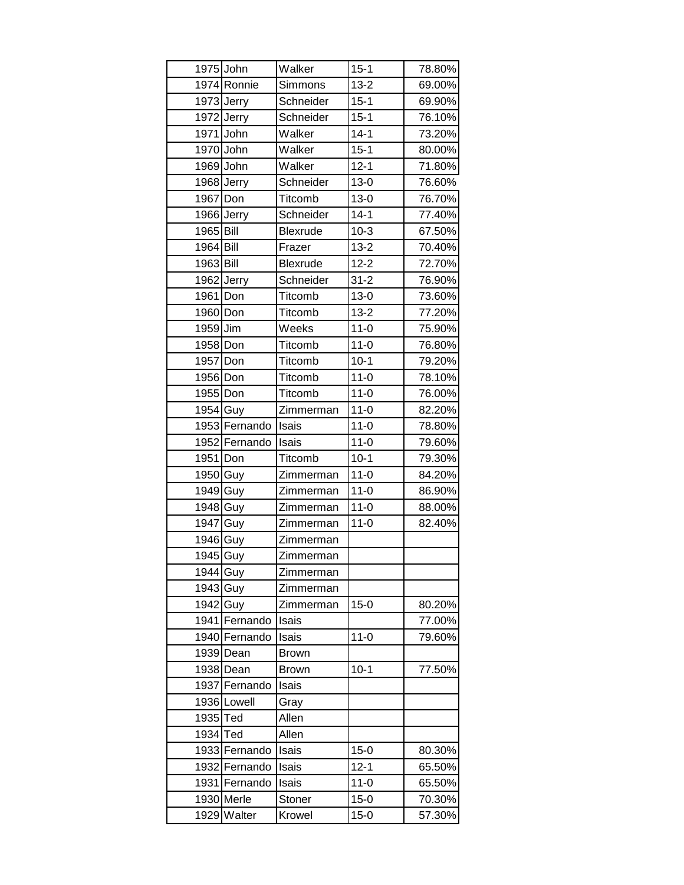| | | | | |
|---|---|---|---|---|
| 1975 | John | Walker | 15-1 | 78.80% |
| 1974 | Ronnie | Simmons | 13-2 | 69.00% |
| 1973 | Jerry | Schneider | 15-1 | 69.90% |
| 1972 | Jerry | Schneider | 15-1 | 76.10% |
| 1971 | John | Walker | 14-1 | 73.20% |
| 1970 | John | Walker | 15-1 | 80.00% |
| 1969 | John | Walker | 12-1 | 71.80% |
| 1968 | Jerry | Schneider | 13-0 | 76.60% |
| 1967 | Don | Titcomb | 13-0 | 76.70% |
| 1966 | Jerry | Schneider | 14-1 | 77.40% |
| 1965 | Bill | Blexrude | 10-3 | 67.50% |
| 1964 | Bill | Frazer | 13-2 | 70.40% |
| 1963 | Bill | Blexrude | 12-2 | 72.70% |
| 1962 | Jerry | Schneider | 31-2 | 76.90% |
| 1961 | Don | Titcomb | 13-0 | 73.60% |
| 1960 | Don | Titcomb | 13-2 | 77.20% |
| 1959 | Jim | Weeks | 11-0 | 75.90% |
| 1958 | Don | Titcomb | 11-0 | 76.80% |
| 1957 | Don | Titcomb | 10-1 | 79.20% |
| 1956 | Don | Titcomb | 11-0 | 78.10% |
| 1955 | Don | Titcomb | 11-0 | 76.00% |
| 1954 | Guy | Zimmerman | 11-0 | 82.20% |
| 1953 | Fernando | Isais | 11-0 | 78.80% |
| 1952 | Fernando | Isais | 11-0 | 79.60% |
| 1951 | Don | Titcomb | 10-1 | 79.30% |
| 1950 | Guy | Zimmerman | 11-0 | 84.20% |
| 1949 | Guy | Zimmerman | 11-0 | 86.90% |
| 1948 | Guy | Zimmerman | 11-0 | 88.00% |
| 1947 | Guy | Zimmerman | 11-0 | 82.40% |
| 1946 | Guy | Zimmerman | | |
| 1945 | Guy | Zimmerman | | |
| 1944 | Guy | Zimmerman | | |
| 1943 | Guy | Zimmerman | | |
| 1942 | Guy | Zimmerman | 15-0 | 80.20% |
| 1941 | Fernando | Isais | | 77.00% |
| 1940 | Fernando | Isais | 11-0 | 79.60% |
| 1939 | Dean | Brown | | |
| 1938 | Dean | Brown | 10-1 | 77.50% |
| 1937 | Fernando | Isais | | |
| 1936 | Lowell | Gray | | |
| 1935 | Ted | Allen | | |
| 1934 | Ted | Allen | | |
| 1933 | Fernando | Isais | 15-0 | 80.30% |
| 1932 | Fernando | Isais | 12-1 | 65.50% |
| 1931 | Fernando | Isais | 11-0 | 65.50% |
| 1930 | Merle | Stoner | 15-0 | 70.30% |
| 1929 | Walter | Krowel | 15-0 | 57.30% |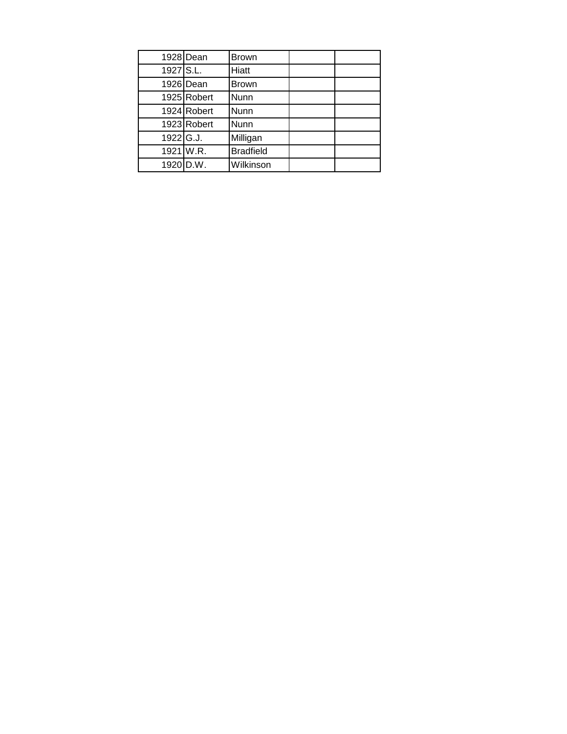| | | | | |
|---|---|---|---|---|
| 1928 | Dean | Brown | | |
| 1927 | S.L. | Hiatt | | |
| 1926 | Dean | Brown | | |
| 1925 | Robert | Nunn | | |
| 1924 | Robert | Nunn | | |
| 1923 | Robert | Nunn | | |
| 1922 | G.J. | Milligan | | |
| 1921 | W.R. | Bradfield | | |
| 1920 | D.W. | Wilkinson | | |